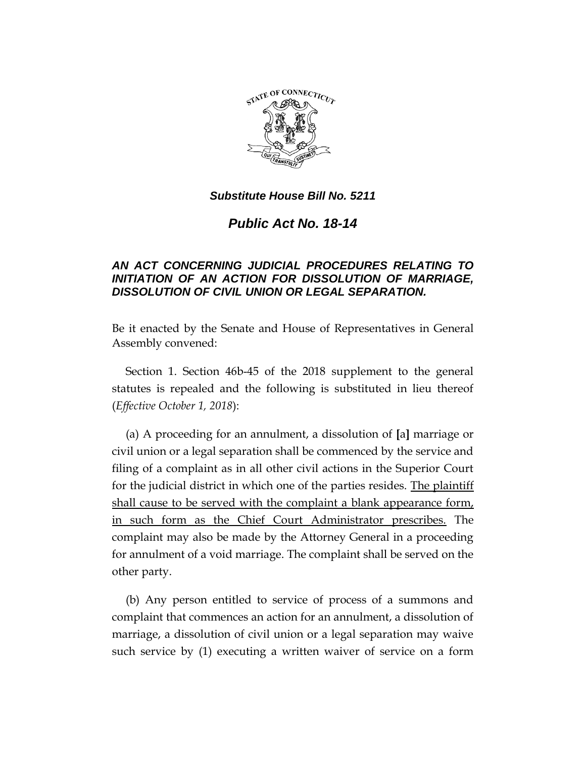***Substitute House Bill No. 5211***

# *Public Act No. 18-14*

***AN ACT CONCERNING JUDICIAL PROCEDURES RELATING TO INITIATION OF AN ACTION FOR DISSOLUTION OF MARRIAGE, DISSOLUTION OF CIVIL UNION OR LEGAL SEPARATION.***

Be it enacted by the Senate and House of Representatives in General Assembly convened:

Section 1. Section 46b-45 of the 2018 supplement to the general statutes is repealed and the following is substituted in lieu thereof (*Effective October 1, 2018*):

(a) A proceeding for an annulment, a dissolution of **[**a**]** marriage or civil union or a legal separation shall be commenced by the service and filing of a complaint as in all other civil actions in the Superior Court for the judicial district in which one of the parties resides. <u>The plaintiff shall cause to be served with the complaint a blank appearance form, in such form as the Chief Court Administrator prescribes.</u> The complaint may also be made by the Attorney General in a proceeding for annulment of a void marriage. The complaint shall be served on the other party.

(b) Any person entitled to service of process of a summons and complaint that commences an action for an annulment, a dissolution of marriage, a dissolution of civil union or a legal separation may waive such service by (1) executing a written waiver of service on a form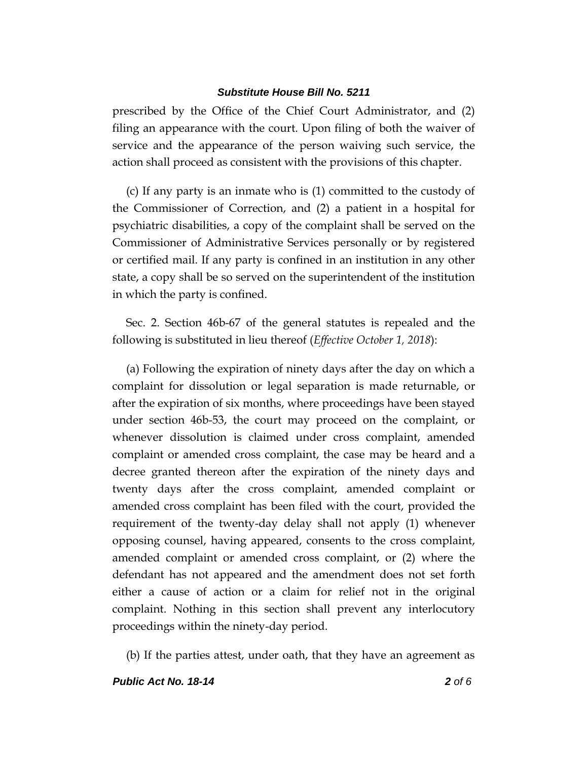prescribed by the Office of the Chief Court Administrator, and (2) filing an appearance with the court. Upon filing of both the waiver of service and the appearance of the person waiving such service, the action shall proceed as consistent with the provisions of this chapter.

(c) If any party is an inmate who is (1) committed to the custody of the Commissioner of Correction, and (2) a patient in a hospital for psychiatric disabilities, a copy of the complaint shall be served on the Commissioner of Administrative Services personally or by registered or certified mail. If any party is confined in an institution in any other state, a copy shall be so served on the superintendent of the institution in which the party is confined.

Sec. 2. Section 46b-67 of the general statutes is repealed and the following is substituted in lieu thereof (*Effective October 1, 2018*):

(a) Following the expiration of ninety days after the day on which a complaint for dissolution or legal separation is made returnable, or after the expiration of six months, where proceedings have been stayed under section 46b-53, the court may proceed on the complaint, or whenever dissolution is claimed under cross complaint, amended complaint or amended cross complaint, the case may be heard and a decree granted thereon after the expiration of the ninety days and twenty days after the cross complaint, amended complaint or amended cross complaint has been filed with the court, provided the requirement of the twenty-day delay shall not apply (1) whenever opposing counsel, having appeared, consents to the cross complaint, amended complaint or amended cross complaint, or (2) where the defendant has not appeared and the amendment does not set forth either a cause of action or a claim for relief not in the original complaint. Nothing in this section shall prevent any interlocutory proceedings within the ninety-day period.

(b) If the parties attest, under oath, that they have an agreement as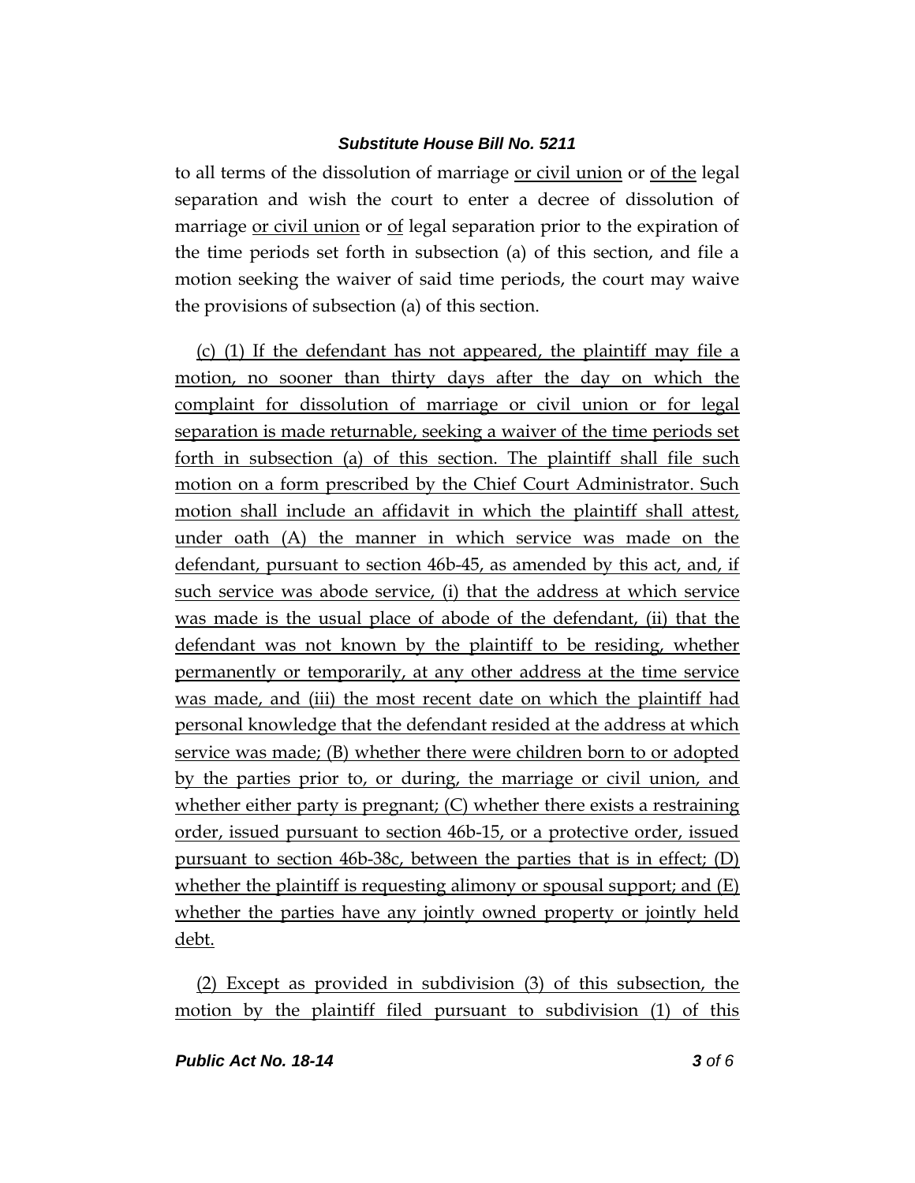to all terms of the dissolution of marriage <u>or civil union</u> or <u>of the</u> legal separation and wish the court to enter a decree of dissolution of marriage <u>or civil union</u> or <u>of</u> legal separation prior to the expiration of the time periods set forth in subsection (a) of this section, and file a motion seeking the waiver of said time periods, the court may waive the provisions of subsection (a) of this section.

<u>(c) (1) If the defendant has not appeared, the plaintiff may file a motion, no sooner than thirty days after the day on which the complaint for dissolution of marriage or civil union or for legal separation is made returnable, seeking a waiver of the time periods set forth in subsection (a) of this section. The plaintiff shall file such motion on a form prescribed by the Chief Court Administrator. Such motion shall include an affidavit in which the plaintiff shall attest, under oath (A) the manner in which service was made on the defendant, pursuant to section 46b-45, as amended by this act, and, if such service was abode service, (i) that the address at which service was made is the usual place of abode of the defendant, (ii) that the defendant was not known by the plaintiff to be residing, whether permanently or temporarily, at any other address at the time service was made, and (iii) the most recent date on which the plaintiff had personal knowledge that the defendant resided at the address at which service was made; (B) whether there were children born to or adopted by the parties prior to, or during, the marriage or civil union, and whether either party is pregnant; (C) whether there exists a restraining order, issued pursuant to section 46b-15, or a protective order, issued pursuant to section 46b-38c, between the parties that is in effect; (D) whether the plaintiff is requesting alimony or spousal support; and (E) whether the parties have any jointly owned property or jointly held debt.</u>

<u>(2) Except as provided in subdivision (3) of this subsection, the motion by the plaintiff filed pursuant to subdivision (1) of this</u>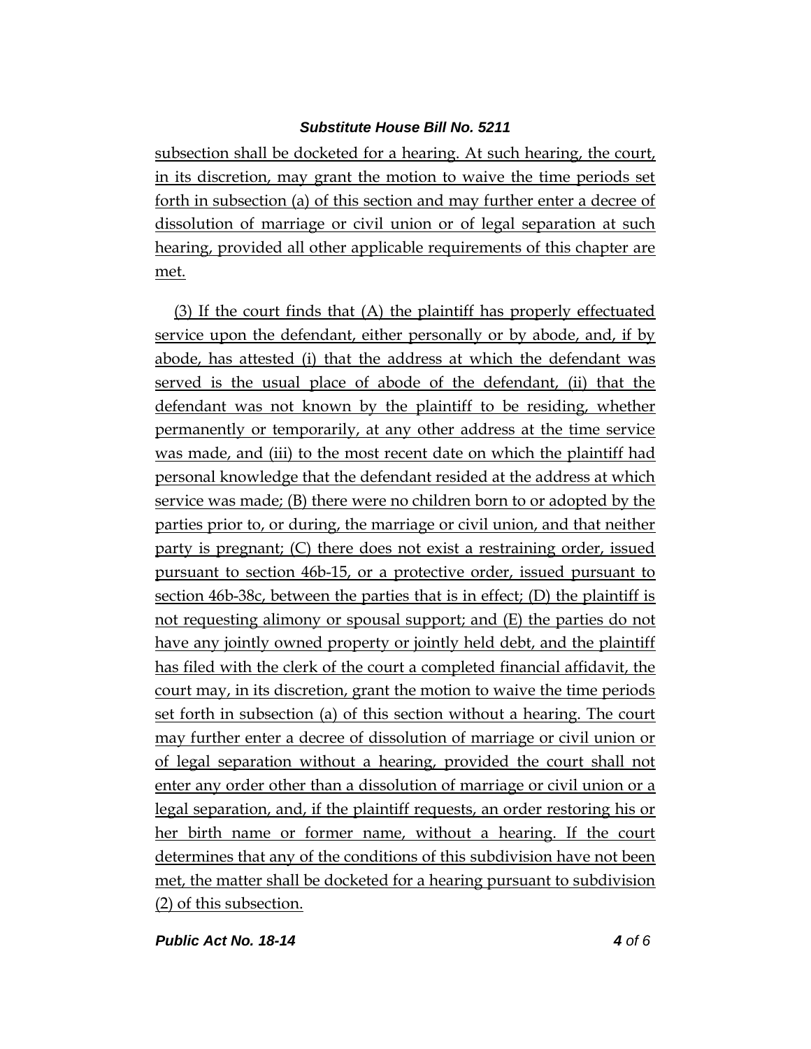subsection shall be docketed for a hearing. At such hearing, the court, in its discretion, may grant the motion to waive the time periods set forth in subsection (a) of this section and may further enter a decree of dissolution of marriage or civil union or of legal separation at such hearing, provided all other applicable requirements of this chapter are met.

(3) If the court finds that (A) the plaintiff has properly effectuated service upon the defendant, either personally or by abode, and, if by abode, has attested (i) that the address at which the defendant was served is the usual place of abode of the defendant, (ii) that the defendant was not known by the plaintiff to be residing, whether permanently or temporarily, at any other address at the time service was made, and (iii) to the most recent date on which the plaintiff had personal knowledge that the defendant resided at the address at which service was made; (B) there were no children born to or adopted by the parties prior to, or during, the marriage or civil union, and that neither party is pregnant; (C) there does not exist a restraining order, issued pursuant to section 46b-15, or a protective order, issued pursuant to section 46b-38c, between the parties that is in effect; (D) the plaintiff is not requesting alimony or spousal support; and (E) the parties do not have any jointly owned property or jointly held debt, and the plaintiff has filed with the clerk of the court a completed financial affidavit, the court may, in its discretion, grant the motion to waive the time periods set forth in subsection (a) of this section without a hearing. The court may further enter a decree of dissolution of marriage or civil union or of legal separation without a hearing, provided the court shall not enter any order other than a dissolution of marriage or civil union or a legal separation, and, if the plaintiff requests, an order restoring his or her birth name or former name, without a hearing. If the court determines that any of the conditions of this subdivision have not been met, the matter shall be docketed for a hearing pursuant to subdivision (2) of this subsection.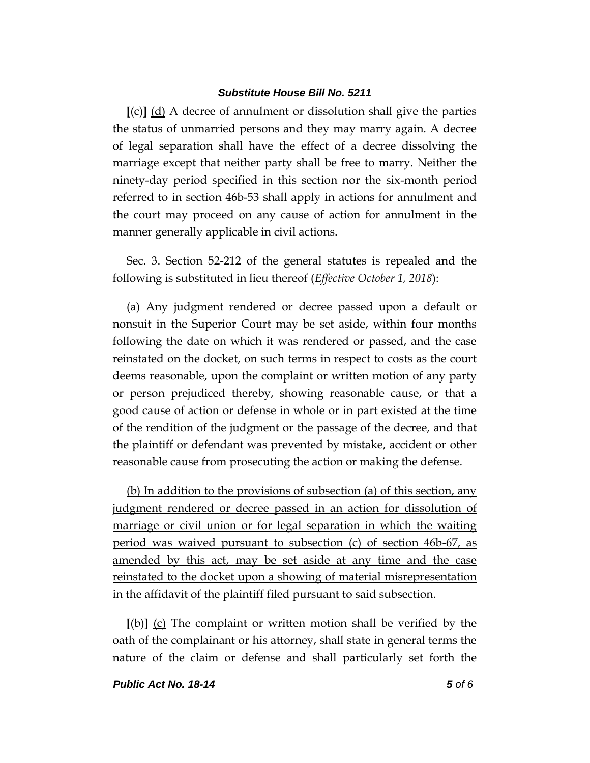[(c)] (d) A decree of annulment or dissolution shall give the parties the status of unmarried persons and they may marry again. A decree of legal separation shall have the effect of a decree dissolving the marriage except that neither party shall be free to marry. Neither the ninety-day period specified in this section nor the six-month period referred to in section 46b-53 shall apply in actions for annulment and the court may proceed on any cause of action for annulment in the manner generally applicable in civil actions.

Sec. 3. Section 52-212 of the general statutes is repealed and the following is substituted in lieu thereof (*Effective October 1, 2018*):

(a) Any judgment rendered or decree passed upon a default or nonsuit in the Superior Court may be set aside, within four months following the date on which it was rendered or passed, and the case reinstated on the docket, on such terms in respect to costs as the court deems reasonable, upon the complaint or written motion of any party or person prejudiced thereby, showing reasonable cause, or that a good cause of action or defense in whole or in part existed at the time of the rendition of the judgment or the passage of the decree, and that the plaintiff or defendant was prevented by mistake, accident or other reasonable cause from prosecuting the action or making the defense.

<u>(b) In addition to the provisions of subsection (a) of this section, any judgment rendered or decree passed in an action for dissolution of marriage or civil union or for legal separation in which the waiting period was waived pursuant to subsection (c) of section 46b-67, as amended by this act, may be set aside at any time and the case reinstated to the docket upon a showing of material misrepresentation in the affidavit of the plaintiff filed pursuant to said subsection.</u>

[(b)] (c) The complaint or written motion shall be verified by the oath of the complainant or his attorney, shall state in general terms the nature of the claim or defense and shall particularly set forth the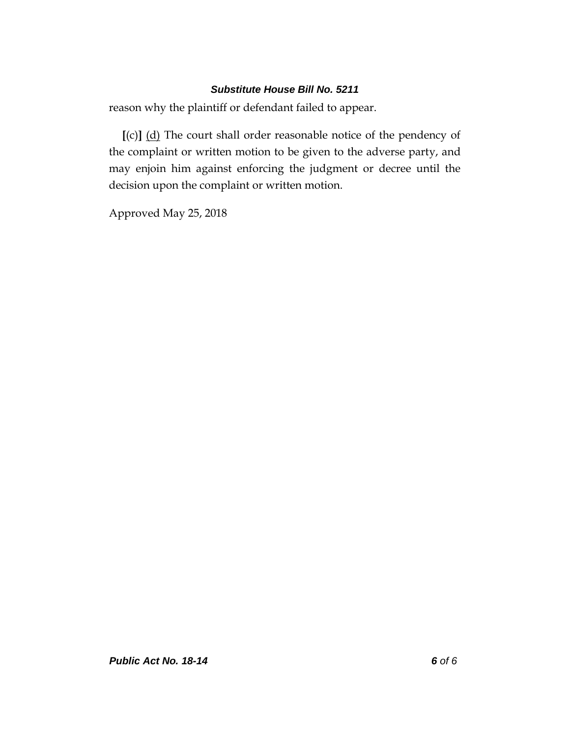reason why the plaintiff or defendant failed to appear.

[(c)] (d) The court shall order reasonable notice of the pendency of the complaint or written motion to be given to the adverse party, and may enjoin him against enforcing the judgment or decree until the decision upon the complaint or written motion.

Approved May 25, 2018